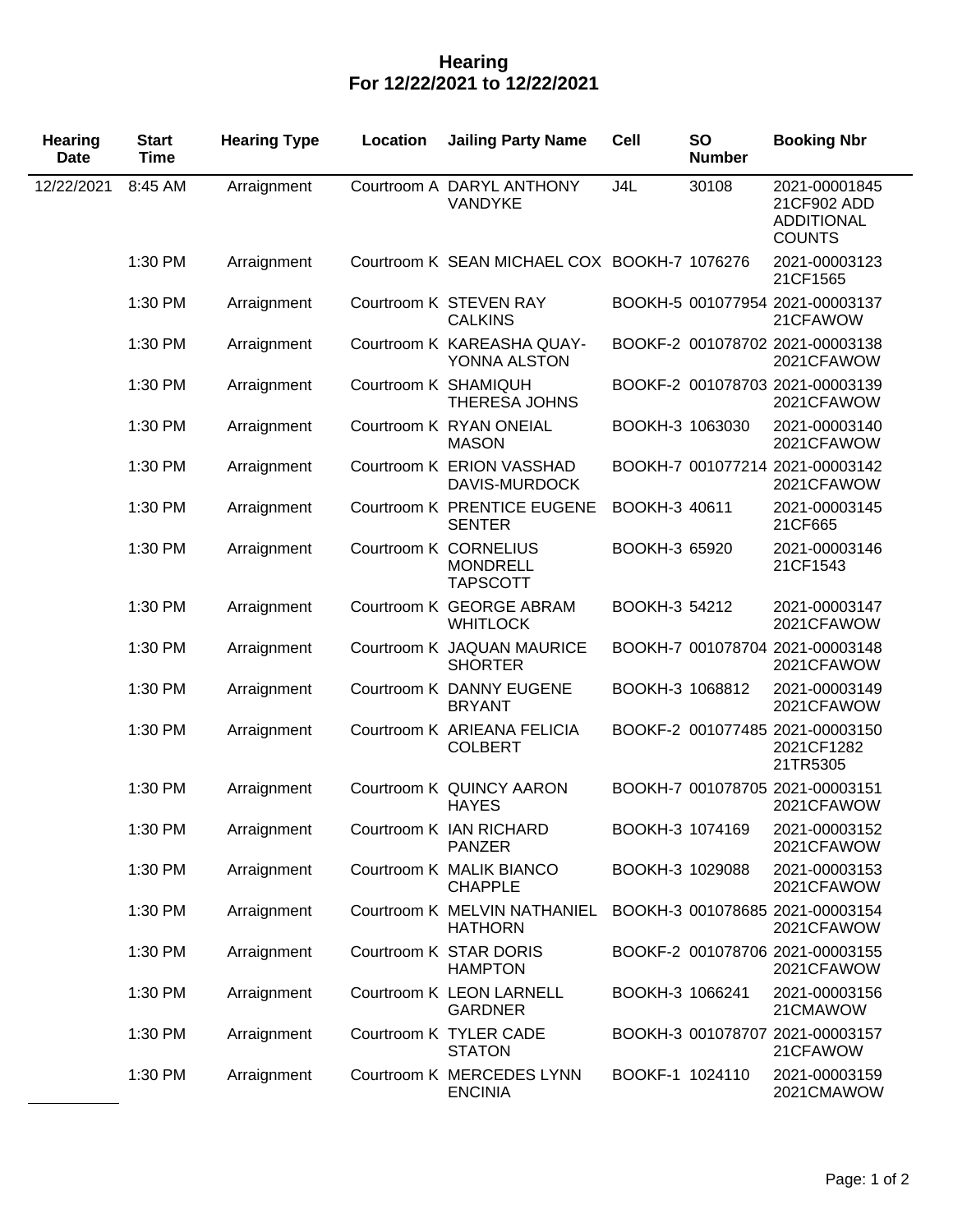# Hearing
## For 12/22/2021 to 12/22/2021

| Hearing Date | Start Time | Hearing Type | Location | Jailing Party Name | Cell | SO Number | Booking Nbr |
|---|---|---|---|---|---|---|---|
| 12/22/2021 | 8:45 AM | Arraignment | Courtroom A | DARYL ANTHONY VANDYKE | J4L | 30108 | 2021-00001845 21CF902 ADD ADDITIONAL COUNTS |
| | 1:30 PM | Arraignment | Courtroom K | SEAN MICHAEL COX | BOOKH-7 | 1076276 | 2021-00003123 21CF1565 |
| | 1:30 PM | Arraignment | Courtroom K | STEVEN RAY CALKINS | BOOKH-5 | 001077954 | 2021-00003137 21CFAWOW |
| | 1:30 PM | Arraignment | Courtroom K | KAREASHA QUAY-YONNA ALSTON | BOOKF-2 | 001078702 | 2021-00003138 2021CFAWOW |
| | 1:30 PM | Arraignment | Courtroom K | SHAMIQUH THERESA JOHNS | BOOKF-2 | 001078703 | 2021-00003139 2021CFAWOW |
| | 1:30 PM | Arraignment | Courtroom K | RYAN ONEIAL MASON | BOOKH-3 | 1063030 | 2021-00003140 2021CFAWOW |
| | 1:30 PM | Arraignment | Courtroom K | ERION VASSHAD DAVIS-MURDOCK | BOOKH-7 | 001077214 | 2021-00003142 2021CFAWOW |
| | 1:30 PM | Arraignment | Courtroom K | PRENTICE EUGENE SENTER | BOOKH-3 | 40611 | 2021-00003145 21CF665 |
| | 1:30 PM | Arraignment | Courtroom K | CORNELIUS MONDRELL TAPSCOTT | BOOKH-3 | 65920 | 2021-00003146 21CF1543 |
| | 1:30 PM | Arraignment | Courtroom K | GEORGE ABRAM WHITLOCK | BOOKH-3 | 54212 | 2021-00003147 2021CFAWOW |
| | 1:30 PM | Arraignment | Courtroom K | JAQUAN MAURICE SHORTER | BOOKH-7 | 001078704 | 2021-00003148 2021CFAWOW |
| | 1:30 PM | Arraignment | Courtroom K | DANNY EUGENE BRYANT | BOOKH-3 | 1068812 | 2021-00003149 2021CFAWOW |
| | 1:30 PM | Arraignment | Courtroom K | ARIEANA FELICIA COLBERT | BOOKF-2 | 001077485 | 2021-00003150 2021CF1282 21TR5305 |
| | 1:30 PM | Arraignment | Courtroom K | QUINCY AARON HAYES | BOOKH-7 | 001078705 | 2021-00003151 2021CFAWOW |
| | 1:30 PM | Arraignment | Courtroom K | IAN RICHARD PANZER | BOOKH-3 | 1074169 | 2021-00003152 2021CFAWOW |
| | 1:30 PM | Arraignment | Courtroom K | MALIK BIANCO CHAPPLE | BOOKH-3 | 1029088 | 2021-00003153 2021CFAWOW |
| | 1:30 PM | Arraignment | Courtroom K | MELVIN NATHANIEL HATHORN | BOOKH-3 | 001078685 | 2021-00003154 2021CFAWOW |
| | 1:30 PM | Arraignment | Courtroom K | STAR DORIS HAMPTON | BOOKF-2 | 001078706 | 2021-00003155 2021CFAWOW |
| | 1:30 PM | Arraignment | Courtroom K | LEON LARNELL GARDNER | BOOKH-3 | 1066241 | 2021-00003156 21CMAWOW |
| | 1:30 PM | Arraignment | Courtroom K | TYLER CADE STATON | BOOKH-3 | 001078707 | 2021-00003157 21CFAWOW |
| | 1:30 PM | Arraignment | Courtroom K | MERCEDES LYNN ENCINIA | BOOKF-1 | 1024110 | 2021-00003159 2021CMAWOW |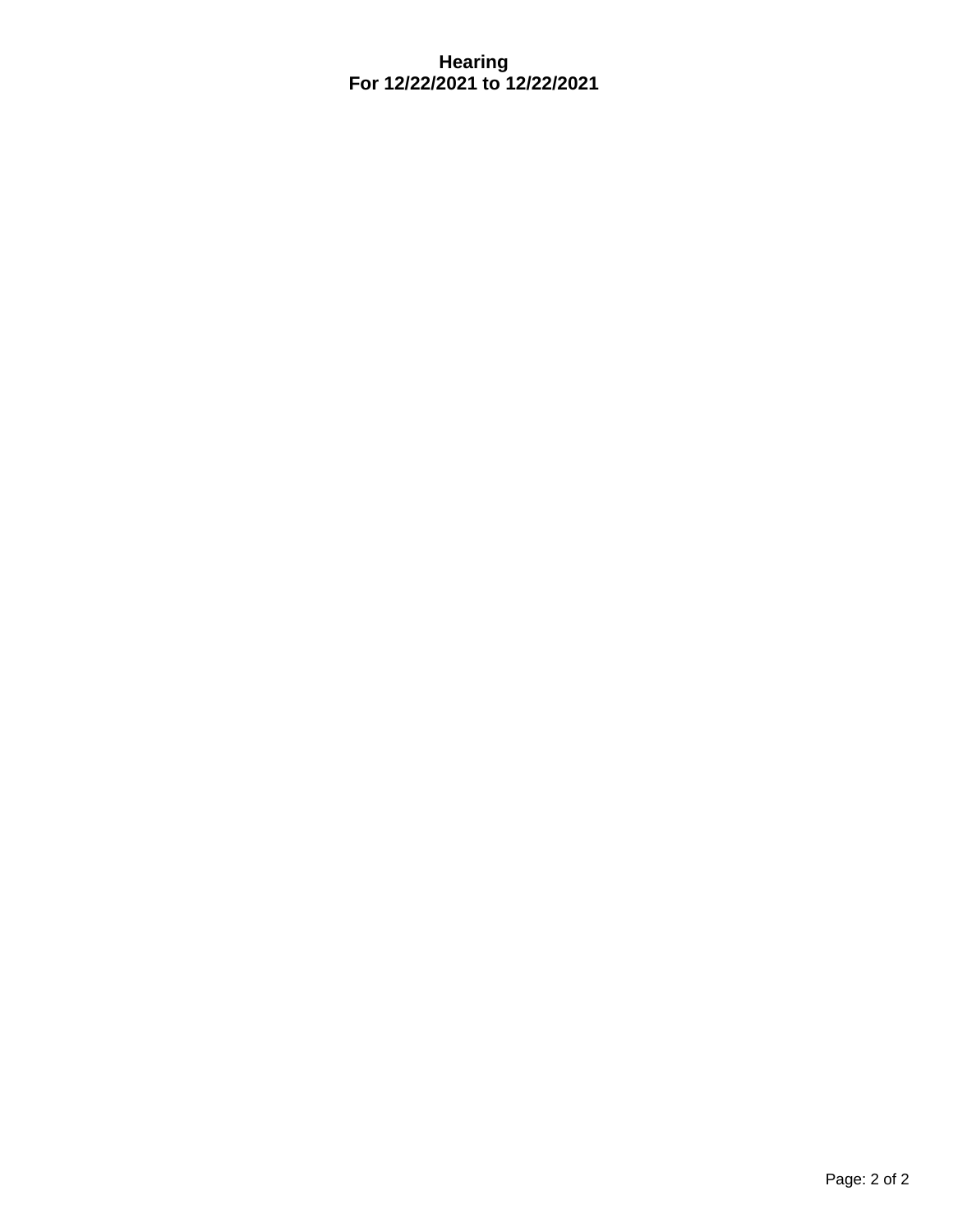**Hearing**
**For 12/22/2021 to 12/22/2021**